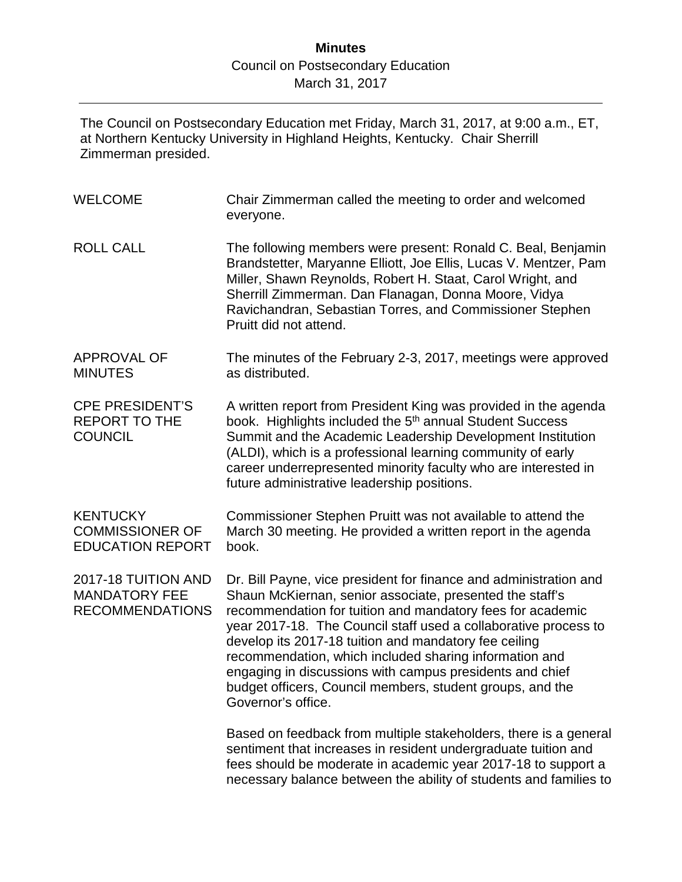**Minutes**

Council on Postsecondary Education

March 31, 2017

---

The Council on Postsecondary Education met Friday, March 31, 2017, at 9:00 a.m., ET, at Northern Kentucky University in Highland Heights, Kentucky. Chair Sherrill Zimmerman presided.

| | |
|---|---|
| WELCOME | Chair Zimmerman called the meeting to order and welcomed everyone. |
| ROLL CALL | The following members were present: Ronald C. Beal, Benjamin Brandstetter, Maryanne Elliott, Joe Ellis, Lucas V. Mentzer, Pam Miller, Shawn Reynolds, Robert H. Staat, Carol Wright, and Sherrill Zimmerman. Dan Flanagan, Donna Moore, Vidya Ravichandran, Sebastian Torres, and Commissioner Stephen Pruitt did not attend. |
| APPROVAL OF MINUTES | The minutes of the February 2-3, 2017, meetings were approved as distributed. |
| CPE PRESIDENT'S REPORT TO THE COUNCIL | A written report from President King was provided in the agenda book. Highlights included the 5th annual Student Success Summit and the Academic Leadership Development Institution (ALDI), which is a professional learning community of early career underrepresented minority faculty who are interested in future administrative leadership positions. |
| KENTUCKY COMMISSIONER OF EDUCATION REPORT | Commissioner Stephen Pruitt was not available to attend the March 30 meeting. He provided a written report in the agenda book. |
| 2017-18 TUITION AND MANDATORY FEE RECOMMENDATIONS | Dr. Bill Payne, vice president for finance and administration and Shaun McKiernan, senior associate, presented the staff's recommendation for tuition and mandatory fees for academic year 2017-18. The Council staff used a collaborative process to develop its 2017-18 tuition and mandatory fee ceiling recommendation, which included sharing information and engaging in discussions with campus presidents and chief budget officers, Council members, student groups, and the Governor's office.<br><br>Based on feedback from multiple stakeholders, there is a general sentiment that increases in resident undergraduate tuition and fees should be moderate in academic year 2017-18 to support a necessary balance between the ability of students and families to |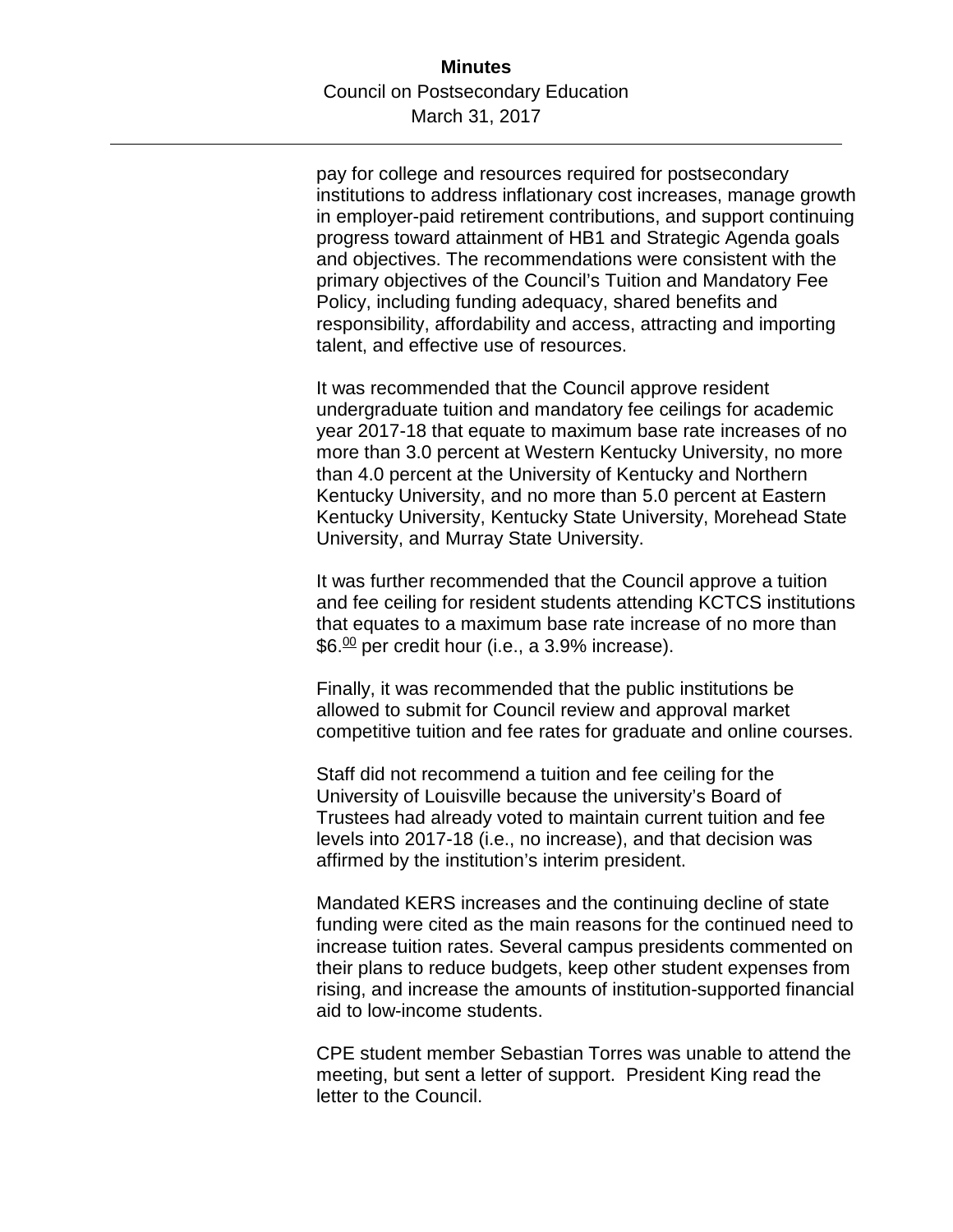pay for college and resources required for postsecondary institutions to address inflationary cost increases, manage growth in employer-paid retirement contributions, and support continuing progress toward attainment of HB1 and Strategic Agenda goals and objectives. The recommendations were consistent with the primary objectives of the Council's Tuition and Mandatory Fee Policy, including funding adequacy, shared benefits and responsibility, affordability and access, attracting and importing talent, and effective use of resources.

It was recommended that the Council approve resident undergraduate tuition and mandatory fee ceilings for academic year 2017-18 that equate to maximum base rate increases of no more than 3.0 percent at Western Kentucky University, no more than 4.0 percent at the University of Kentucky and Northern Kentucky University, and no more than 5.0 percent at Eastern Kentucky University, Kentucky State University, Morehead State University, and Murray State University.

It was further recommended that the Council approve a tuition and fee ceiling for resident students attending KCTCS institutions that equates to a maximum base rate increase of no more than \$6.00 per credit hour (i.e., a 3.9% increase).

Finally, it was recommended that the public institutions be allowed to submit for Council review and approval market competitive tuition and fee rates for graduate and online courses.

Staff did not recommend a tuition and fee ceiling for the University of Louisville because the university's Board of Trustees had already voted to maintain current tuition and fee levels into 2017-18 (i.e., no increase), and that decision was affirmed by the institution's interim president.

Mandated KERS increases and the continuing decline of state funding were cited as the main reasons for the continued need to increase tuition rates. Several campus presidents commented on their plans to reduce budgets, keep other student expenses from rising, and increase the amounts of institution-supported financial aid to low-income students.

CPE student member Sebastian Torres was unable to attend the meeting, but sent a letter of support. President King read the letter to the Council.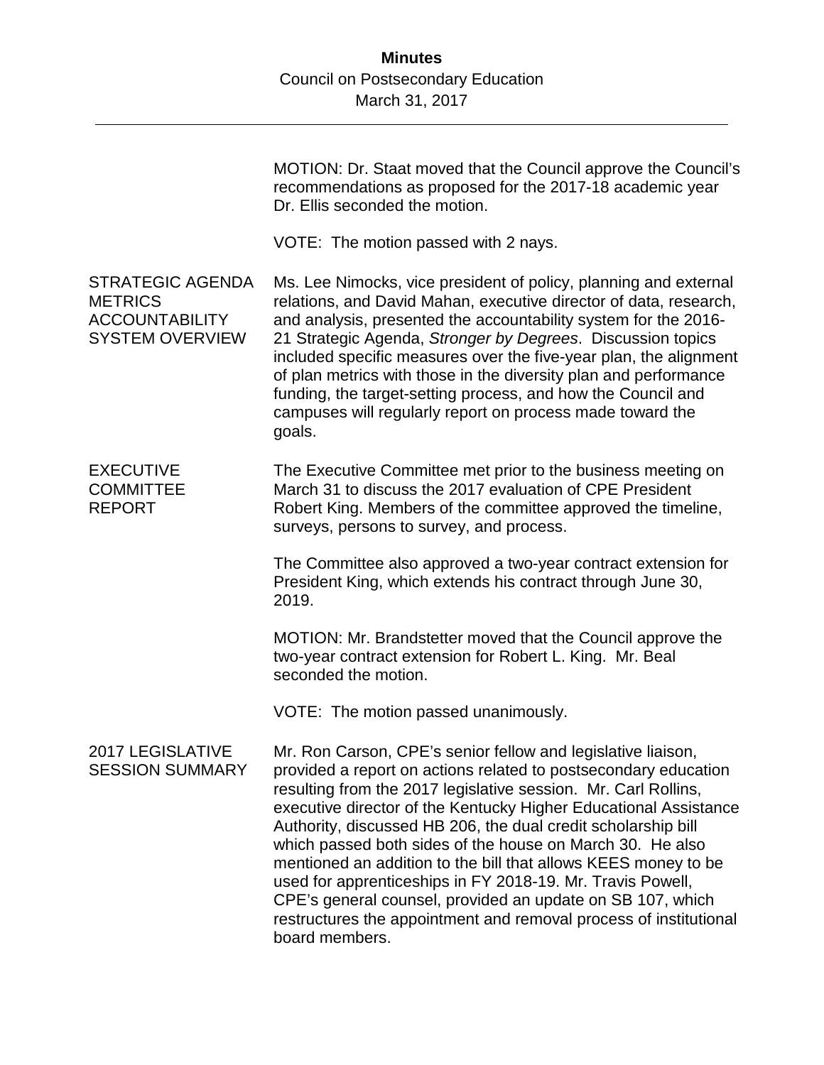MOTION: Dr. Staat moved that the Council approve the Council's recommendations as proposed for the 2017-18 academic year Dr. Ellis seconded the motion.

VOTE: The motion passed with 2 nays.

**STRATEGIC AGENDA METRICS ACCOUNTABILITY SYSTEM OVERVIEW**

Ms. Lee Nimocks, vice president of policy, planning and external relations, and David Mahan, executive director of data, research, and analysis, presented the accountability system for the 2016-21 Strategic Agenda, *Stronger by Degrees*. Discussion topics included specific measures over the five-year plan, the alignment of plan metrics with those in the diversity plan and performance funding, the target-setting process, and how the Council and campuses will regularly report on process made toward the goals.

**EXECUTIVE COMMITTEE REPORT**

The Executive Committee met prior to the business meeting on March 31 to discuss the 2017 evaluation of CPE President Robert King. Members of the committee approved the timeline, surveys, persons to survey, and process.

The Committee also approved a two-year contract extension for President King, which extends his contract through June 30, 2019.

MOTION: Mr. Brandstetter moved that the Council approve the two-year contract extension for Robert L. King. Mr. Beal seconded the motion.

VOTE: The motion passed unanimously.

**2017 LEGISLATIVE SESSION SUMMARY**

Mr. Ron Carson, CPE's senior fellow and legislative liaison, provided a report on actions related to postsecondary education resulting from the 2017 legislative session. Mr. Carl Rollins, executive director of the Kentucky Higher Educational Assistance Authority, discussed HB 206, the dual credit scholarship bill which passed both sides of the house on March 30. He also mentioned an addition to the bill that allows KEES money to be used for apprenticeships in FY 2018-19. Mr. Travis Powell, CPE's general counsel, provided an update on SB 107, which restructures the appointment and removal process of institutional board members.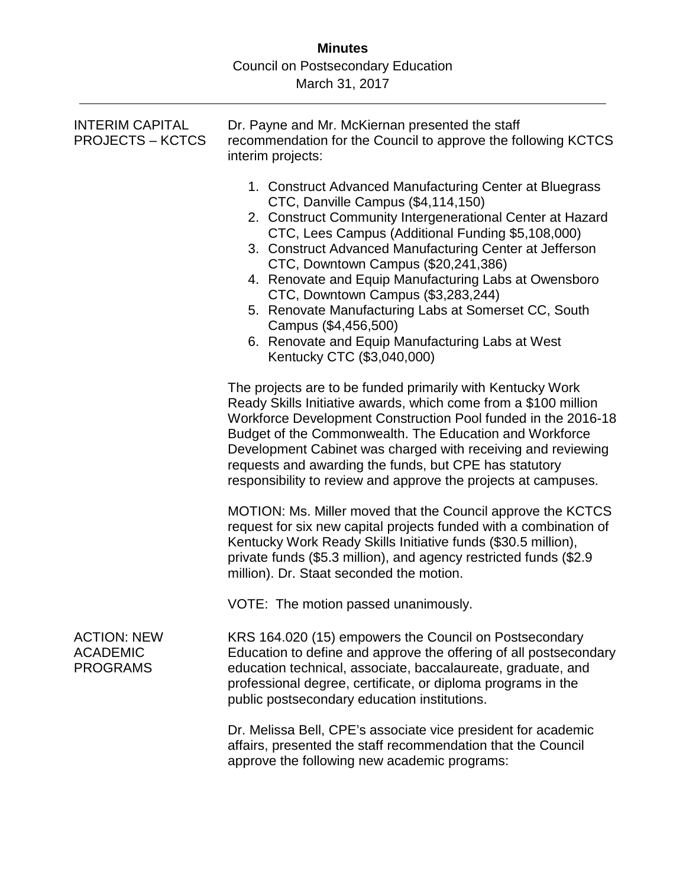INTERIM CAPITAL PROJECTS – KCTCS

Dr. Payne and Mr. McKiernan presented the staff recommendation for the Council to approve the following KCTCS interim projects:

1. Construct Advanced Manufacturing Center at Bluegrass CTC, Danville Campus ($4,114,150)
2. Construct Community Intergenerational Center at Hazard CTC, Lees Campus (Additional Funding $5,108,000)
3. Construct Advanced Manufacturing Center at Jefferson CTC, Downtown Campus ($20,241,386)
4. Renovate and Equip Manufacturing Labs at Owensboro CTC, Downtown Campus ($3,283,244)
5. Renovate Manufacturing Labs at Somerset CC, South Campus ($4,456,500)
6. Renovate and Equip Manufacturing Labs at West Kentucky CTC ($3,040,000)

The projects are to be funded primarily with Kentucky Work Ready Skills Initiative awards, which come from a $100 million Workforce Development Construction Pool funded in the 2016-18 Budget of the Commonwealth. The Education and Workforce Development Cabinet was charged with receiving and reviewing requests and awarding the funds, but CPE has statutory responsibility to review and approve the projects at campuses.

MOTION: Ms. Miller moved that the Council approve the KCTCS request for six new capital projects funded with a combination of Kentucky Work Ready Skills Initiative funds ($30.5 million), private funds ($5.3 million), and agency restricted funds ($2.9 million). Dr. Staat seconded the motion.

VOTE: The motion passed unanimously.

ACTION: NEW ACADEMIC PROGRAMS

KRS 164.020 (15) empowers the Council on Postsecondary Education to define and approve the offering of all postsecondary education technical, associate, baccalaureate, graduate, and professional degree, certificate, or diploma programs in the public postsecondary education institutions.

Dr. Melissa Bell, CPE's associate vice president for academic affairs, presented the staff recommendation that the Council approve the following new academic programs: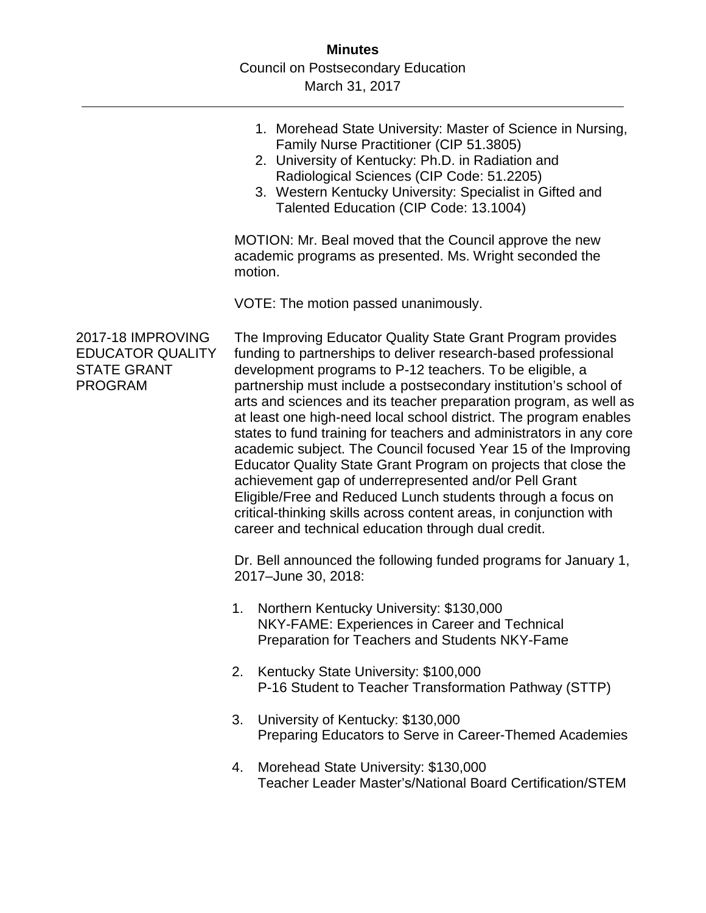1. Morehead State University: Master of Science in Nursing, Family Nurse Practitioner (CIP 51.3805)
2. University of Kentucky: Ph.D. in Radiation and Radiological Sciences (CIP Code: 51.2205)
3. Western Kentucky University: Specialist in Gifted and Talented Education (CIP Code: 13.1004)

MOTION: Mr. Beal moved that the Council approve the new academic programs as presented. Ms. Wright seconded the motion.

VOTE: The motion passed unanimously.

## 2017-18 IMPROVING EDUCATOR QUALITY STATE GRANT PROGRAM

The Improving Educator Quality State Grant Program provides funding to partnerships to deliver research-based professional development programs to P-12 teachers. To be eligible, a partnership must include a postsecondary institution's school of arts and sciences and its teacher preparation program, as well as at least one high-need local school district. The program enables states to fund training for teachers and administrators in any core academic subject. The Council focused Year 15 of the Improving Educator Quality State Grant Program on projects that close the achievement gap of underrepresented and/or Pell Grant Eligible/Free and Reduced Lunch students through a focus on critical-thinking skills across content areas, in conjunction with career and technical education through dual credit.

Dr. Bell announced the following funded programs for January 1, 2017–June 30, 2018:

1. Northern Kentucky University: $130,000
   NKY-FAME: Experiences in Career and Technical Preparation for Teachers and Students NKY-Fame

2. Kentucky State University: $100,000
   P-16 Student to Teacher Transformation Pathway (STTP)

3. University of Kentucky: $130,000
   Preparing Educators to Serve in Career-Themed Academies

4. Morehead State University: $130,000
   Teacher Leader Master's/National Board Certification/STEM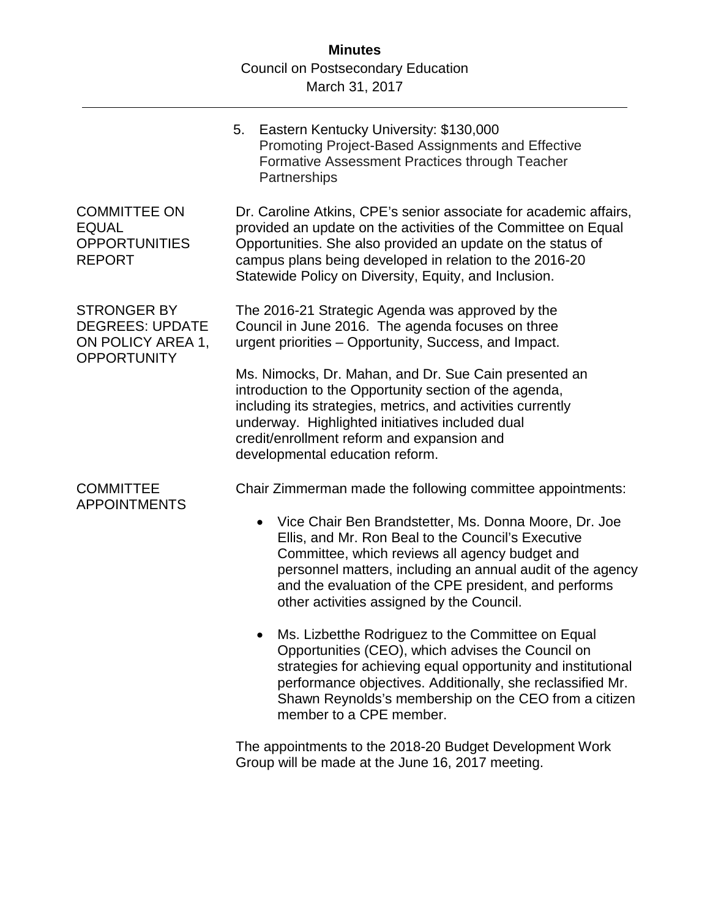5. Eastern Kentucky University: $130,000
   Promoting Project-Based Assignments and Effective Formative Assessment Practices through Teacher Partnerships

**COMMITTEE ON EQUAL OPPORTUNITIES REPORT**

Dr. Caroline Atkins, CPE's senior associate for academic affairs, provided an update on the activities of the Committee on Equal Opportunities. She also provided an update on the status of campus plans being developed in relation to the 2016-20 Statewide Policy on Diversity, Equity, and Inclusion.

**STRONGER BY DEGREES: UPDATE ON POLICY AREA 1, OPPORTUNITY**

The 2016-21 Strategic Agenda was approved by the Council in June 2016. The agenda focuses on three urgent priorities – Opportunity, Success, and Impact.

Ms. Nimocks, Dr. Mahan, and Dr. Sue Cain presented an introduction to the Opportunity section of the agenda, including its strategies, metrics, and activities currently underway. Highlighted initiatives included dual credit/enrollment reform and expansion and developmental education reform.

**COMMITTEE APPOINTMENTS**

Chair Zimmerman made the following committee appointments:

- Vice Chair Ben Brandstetter, Ms. Donna Moore, Dr. Joe Ellis, and Mr. Ron Beal to the Council's Executive Committee, which reviews all agency budget and personnel matters, including an annual audit of the agency and the evaluation of the CPE president, and performs other activities assigned by the Council.

- Ms. Lizbetthe Rodriguez to the Committee on Equal Opportunities (CEO), which advises the Council on strategies for achieving equal opportunity and institutional performance objectives. Additionally, she reclassified Mr. Shawn Reynolds's membership on the CEO from a citizen member to a CPE member.

The appointments to the 2018-20 Budget Development Work Group will be made at the June 16, 2017 meeting.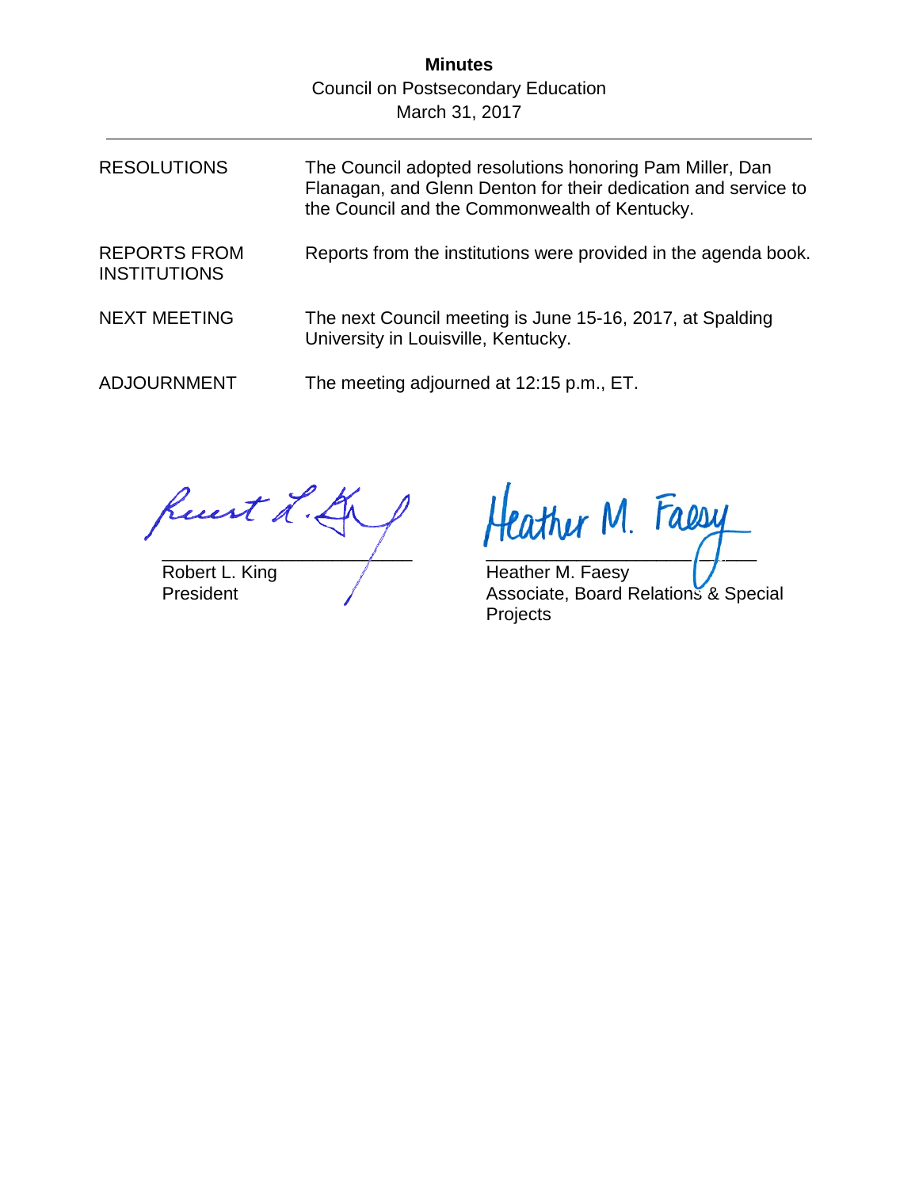**Minutes**
Council on Postsecondary Education
March 31, 2017

---

| | |
|---|---|
| RESOLUTIONS | The Council adopted resolutions honoring Pam Miller, Dan Flanagan, and Glenn Denton for their dedication and service to the Council and the Commonwealth of Kentucky. |
| REPORTS FROM INSTITUTIONS | Reports from the institutions were provided in the agenda book. |
| NEXT MEETING | The next Council meeting is June 15-16, 2017, at Spalding University in Louisville, Kentucky. |
| ADJOURNMENT | The meeting adjourned at 12:15 p.m., ET. |

Robert L. King
President

Heather M. Faesy
Associate, Board Relations & Special Projects